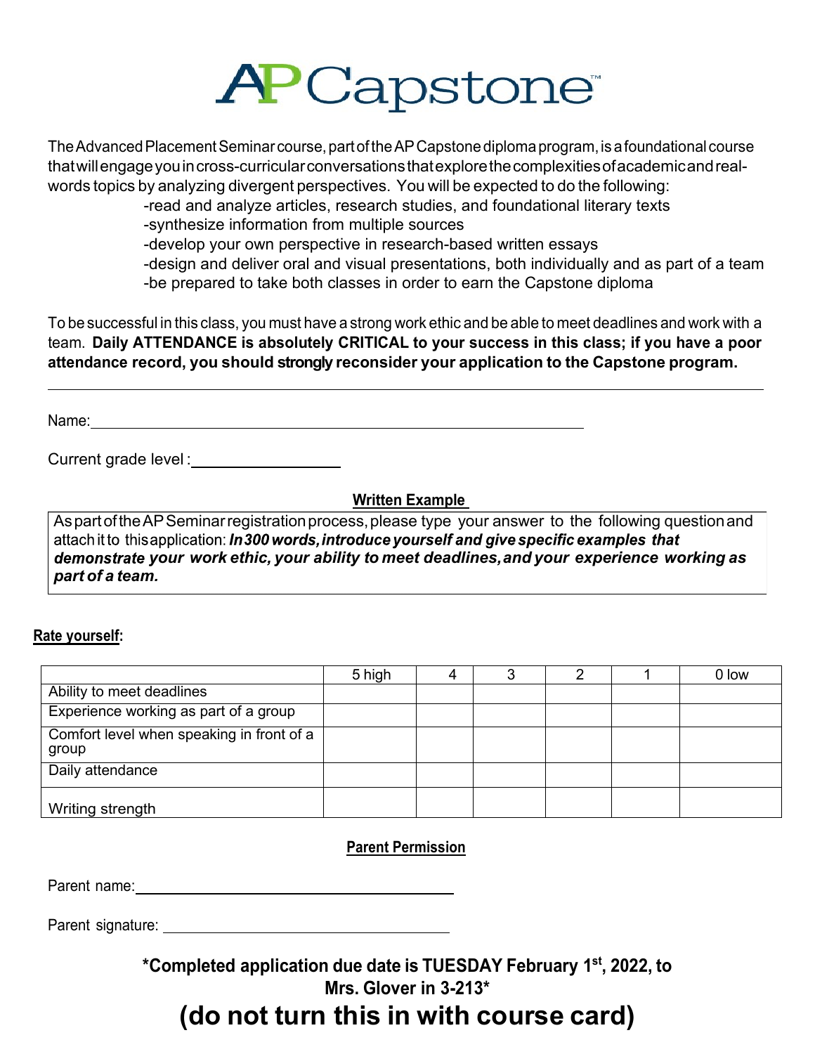# AP Capstone™

The Advanced Placement Seminar course, part of the AP Capstone diploma program, is a foundational course that will engage you in cross-curricular conversations that explore the complexities of academic and real-words topics by analyzing divergent perspectives. You will be expected to do the following:

- read and analyze articles, research studies, and foundational literary texts
- synthesize information from multiple sources
- develop your own perspective in research-based written essays
- design and deliver oral and visual presentations, both individually and as part of a team
- be prepared to take both classes in order to earn the Capstone diploma

To be successful in this class, you must have a strong work ethic and be able to meet deadlines and work with a team. **Daily ATTENDANCE is absolutely CRITICAL to your success in this class; if you have a poor attendance record, you should strongly reconsider your application to the Capstone program.**

---

Name: ______________________________________________________

Current grade level : ________________

## Written Example

As part of the AP Seminar registration process, please type your answer to the following question and attach it to this application: ***In 300 words, introduce yourself and give specific examples that demonstrate your work ethic, your ability to meet deadlines, and your experience working as part of a team.***

**Rate yourself:**

| | 5 high | 4 | 3 | 2 | 1 | 0 low |
|---|---|---|---|---|---|---|
| Ability to meet deadlines | | | | | | |
| Experience working as part of a group | | | | | | |
| Comfort level when speaking in front of a group | | | | | | |
| Daily attendance | | | | | | |
| Writing strength | | | | | | |

## Parent Permission

Parent name: ____________________________________

Parent signature: ________________________________

**\*Completed application due date is TUESDAY February 1st, 2022, to Mrs. Glover in 3-213\***

# (do not turn this in with course card)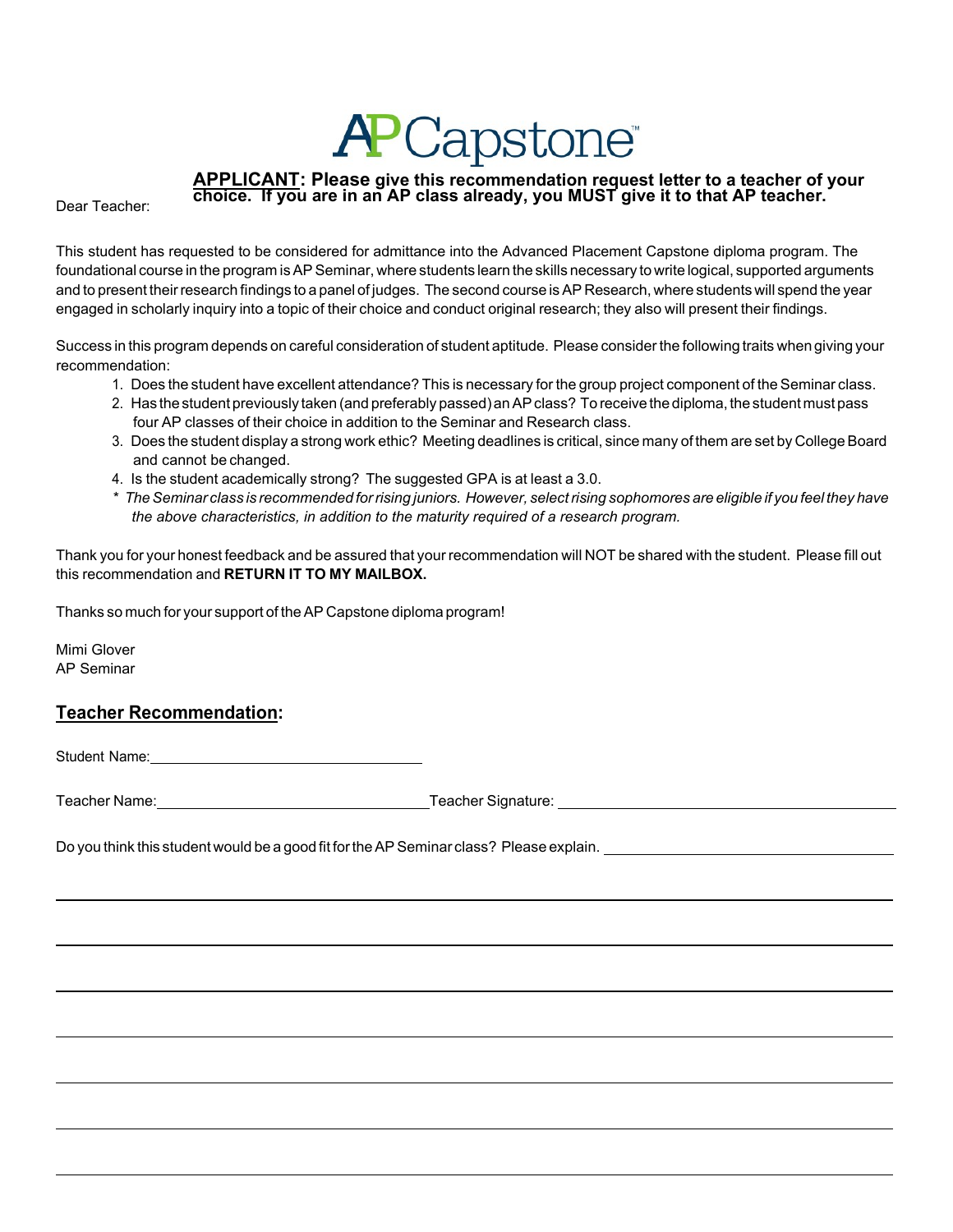# AP Capstone

**APPLICANT: Please give this recommendation request letter to a teacher of your choice. If you are in an AP class already, you MUST give it to that AP teacher.**

Dear Teacher:

This student has requested to be considered for admittance into the Advanced Placement Capstone diploma program. The foundational course in the program is AP Seminar, where students learn the skills necessary to write logical, supported arguments and to present their research findings to a panel of judges. The second course is AP Research, where students will spend the year engaged in scholarly inquiry into a topic of their choice and conduct original research; they also will present their findings.

Success in this program depends on careful consideration of student aptitude. Please consider the following traits when giving your recommendation:

1. Does the student have excellent attendance? This is necessary for the group project component of the Seminar class.
2. Has the student previously taken (and preferably passed) an AP class? To receive the diploma, the student must pass four AP classes of their choice in addition to the Seminar and Research class.
3. Does the student display a strong work ethic? Meeting deadlines is critical, since many of them are set by College Board and cannot be changed.
4. Is the student academically strong? The suggested GPA is at least a 3.0.

\* *The Seminar class is recommended for rising juniors. However, select rising sophomores are eligible if you feel they have the above characteristics, in addition to the maturity required of a research program.*

Thank you for your honest feedback and be assured that your recommendation will NOT be shared with the student. Please fill out this recommendation and **RETURN IT TO MY MAILBOX.**

Thanks so much for your support of the AP Capstone diploma program!

Mimi Glover
AP Seminar

## Teacher Recommendation:

Student Name: ______________________________

Teacher Name: ______________________________ Teacher Signature: ______________________________

Do you think this student would be a good fit for the AP Seminar class? Please explain. ______________________________

______________________________________________________________________

______________________________________________________________________

______________________________________________________________________

______________________________________________________________________

______________________________________________________________________

______________________________________________________________________

______________________________________________________________________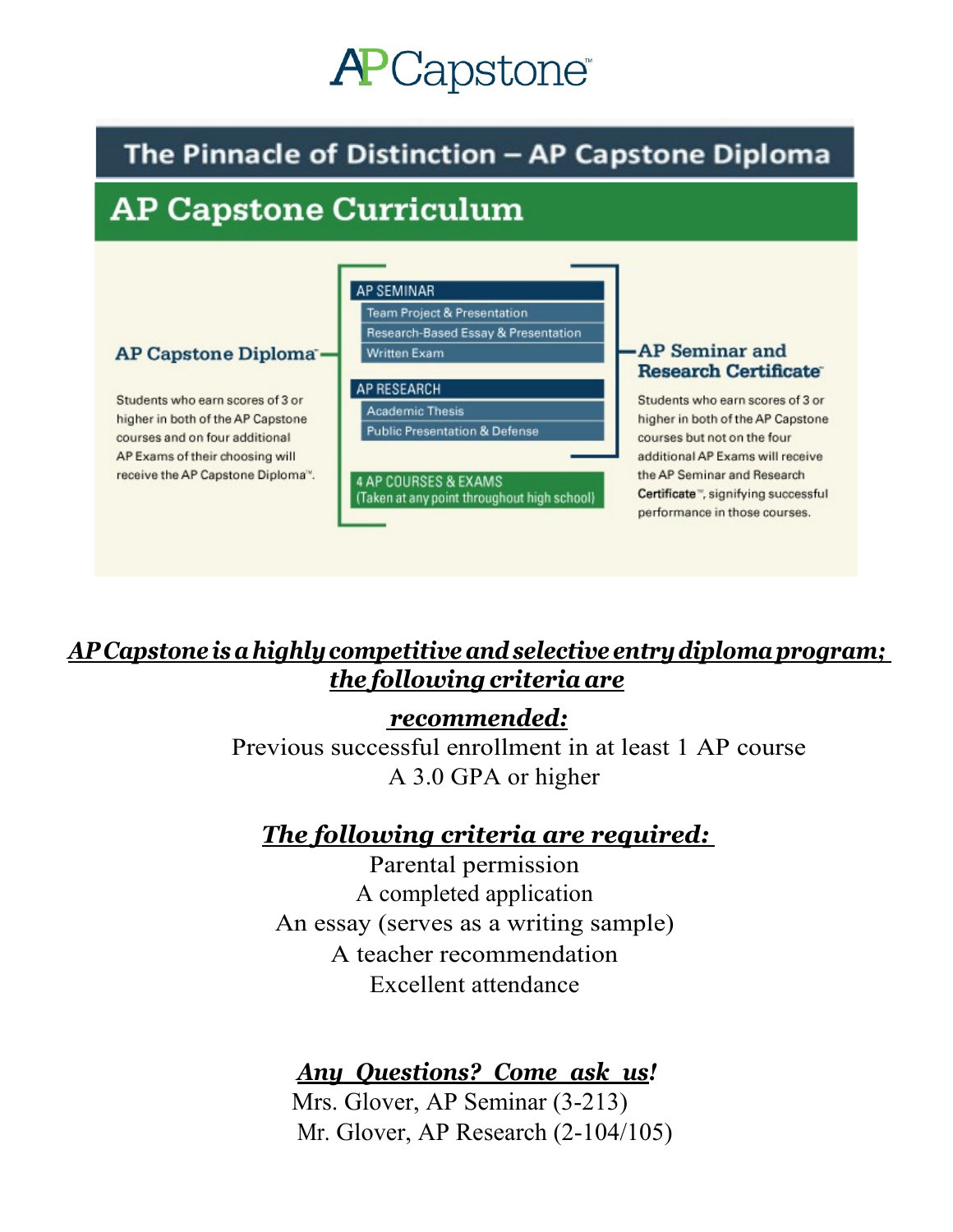# APCapstone™

## The Pinnacle of Distinction – AP Capstone Diploma

### AP Capstone Curriculum

**AP Capstone Diploma™**

Students who earn scores of 3 or higher in both of the AP Capstone courses and on four additional AP Exams of their choosing will receive the AP Capstone Diploma™.

**AP SEMINAR**
- Team Project & Presentation
- Research-Based Essay & Presentation
- Written Exam

**AP RESEARCH**
- Academic Thesis
- Public Presentation & Defense

**4 AP COURSES & EXAMS**
(Taken at any point throughout high school)

**AP Seminar and Research Certificate™**

Students who earn scores of 3 or higher in both of the AP Capstone courses but not on the four additional AP Exams will receive the AP Seminar and Research Certificate™, signifying successful performance in those courses.

***AP Capstone is a highly competitive and selective entry diploma program; the following criteria are recommended:***

Previous successful enrollment in at least 1 AP course

A 3.0 GPA or higher

***The following criteria are required:***

Parental permission

A completed application

An essay (serves as a writing sample)

A teacher recommendation

Excellent attendance

***Any Questions? Come ask us!***

Mrs. Glover, AP Seminar (3-213)

Mr. Glover, AP Research (2-104/105)